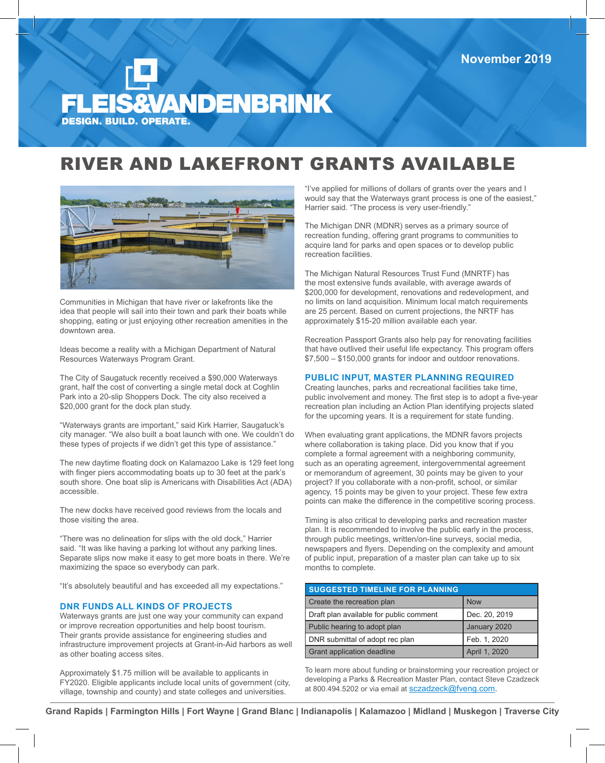November 2019

FLEIS&VANDENBRINK
DESIGN. BUILD. OPERATE.

# RIVER AND LAKEFRONT GRANTS AVAILABLE

Communities in Michigan that have river or lakefronts like the idea that people will sail into their town and park their boats while shopping, eating or just enjoying other recreation amenities in the downtown area.

Ideas become a reality with a Michigan Department of Natural Resources Waterways Program Grant.

The City of Saugatuck recently received a $90,000 Waterways grant, half the cost of converting a single metal dock at Coghlin Park into a 20-slip Shoppers Dock. The city also received a $20,000 grant for the dock plan study.

"Waterways grants are important," said Kirk Harrier, Saugatuck's city manager. "We also built a boat launch with one. We couldn't do these types of projects if we didn't get this type of assistance."

The new daytime floating dock on Kalamazoo Lake is 129 feet long with finger piers accommodating boats up to 30 feet at the park's south shore. One boat slip is Americans with Disabilities Act (ADA) accessible.

The new docks have received good reviews from the locals and those visiting the area.

"There was no delineation for slips with the old dock," Harrier said. "It was like having a parking lot without any parking lines. Separate slips now make it easy to get more boats in there. We're maximizing the space so everybody can park.

"It's absolutely beautiful and has exceeded all my expectations."

## DNR FUNDS ALL KINDS OF PROJECTS

Waterways grants are just one way your community can expand or improve recreation opportunities and help boost tourism. Their grants provide assistance for engineering studies and infrastructure improvement projects at Grant-in-Aid harbors as well as other boating access sites.

Approximately $1.75 million will be available to applicants in FY2020. Eligible applicants include local units of government (city, village, township and county) and state colleges and universities.

"I've applied for millions of dollars of grants over the years and I would say that the Waterways grant process is one of the easiest," Harrier said. "The process is very user-friendly."

The Michigan DNR (MDNR) serves as a primary source of recreation funding, offering grant programs to communities to acquire land for parks and open spaces or to develop public recreation facilities.

The Michigan Natural Resources Trust Fund (MNRTF) has the most extensive funds available, with average awards of $200,000 for development, renovations and redevelopment, and no limits on land acquisition. Minimum local match requirements are 25 percent. Based on current projections, the NRTF has approximately $15-20 million available each year.

Recreation Passport Grants also help pay for renovating facilities that have outlived their useful life expectancy. This program offers $7,500 – $150,000 grants for indoor and outdoor renovations.

## PUBLIC INPUT, MASTER PLANNING REQUIRED

Creating launches, parks and recreational facilities take time, public involvement and money. The first step is to adopt a five-year recreation plan including an Action Plan identifying projects slated for the upcoming years. It is a requirement for state funding.

When evaluating grant applications, the MDNR favors projects where collaboration is taking place. Did you know that if you complete a formal agreement with a neighboring community, such as an operating agreement, intergovernmental agreement or memorandum of agreement, 30 points may be given to your project? If you collaborate with a non-profit, school, or similar agency, 15 points may be given to your project. These few extra points can make the difference in the competitive scoring process.

Timing is also critical to developing parks and recreation master plan. It is recommended to involve the public early in the process, through public meetings, written/on-line surveys, social media, newspapers and flyers. Depending on the complexity and amount of public input, preparation of a master plan can take up to six months to complete.

| SUGGESTED TIMELINE FOR PLANNING | |
|---|---|
| Create the recreation plan | Now |
| Draft plan available for public comment | Dec. 20, 2019 |
| Public hearing to adopt plan | January 2020 |
| DNR submittal of adopt rec plan | Feb. 1, 2020 |
| Grant application deadline | April 1, 2020 |

To learn more about funding or brainstorming your recreation project or developing a Parks & Recreation Master Plan, contact Steve Czadzeck at 800.494.5202 or via email at sczadzeck@fveng.com.

Grand Rapids | Farmington Hills | Fort Wayne | Grand Blanc | Indianapolis | Kalamazoo | Midland | Muskegon | Traverse City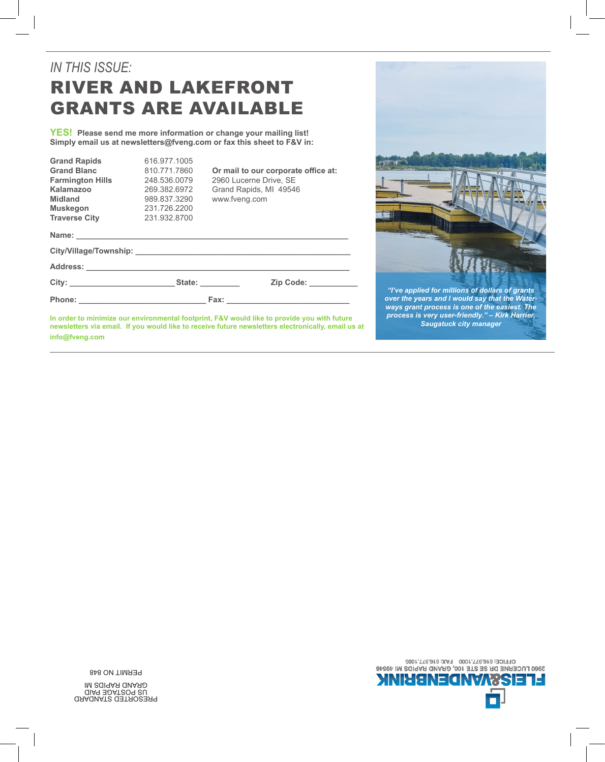*IN THIS ISSUE:*

# RIVER AND LAKEFRONT GRANTS ARE AVAILABLE

**YES! Please send me more information or change your mailing list!**
**Simply email us at newsletters@fveng.com or fax this sheet to F&V in:**

| | |
|---|---|
| **Grand Rapids** | 616.977.1005 |
| **Grand Blanc** | 810.771.7860 |
| **Farmington Hills** | 248.536.0079 |
| **Kalamazoo** | 269.382.6972 |
| **Midland** | 989.837.3290 |
| **Muskegon** | 231.726.2200 |
| **Traverse City** | 231.932.8700 |

**Or mail to our corporate office at:**
2960 Lucerne Drive, SE
Grand Rapids, MI 49546
www.fveng.com

**Name:** ____________________________________________________________

**City/Village/Township:** _________________________________________________

**Address:** __________________________________________________________

**City:** ________________________ **State:** _________ **Zip Code:** ___________

**Phone:** _____________________________ **Fax:** ____________________________

In order to minimize our environmental footprint, F&V would like to provide you with future newsletters via email. If you would like to receive future newsletters electronically, email us at info@fveng.com

*"I've applied for millions of dollars of grants over the years and I would say that the Waterways grant process is one of the easiest. The process is very user-friendly." – Kirk Harrier, Saugatuck city manager*

FLEIS&VANDENBRINK
2960 LUCERNE DR SE STE 100, GRAND RAPIDS MI 49546
OFFICE: 616.977.1000 FAX: 616.977.1005

PRESORTED STANDARD
US POSTAGE PAID
GRAND RAPIDS MI
PERMIT NO 848